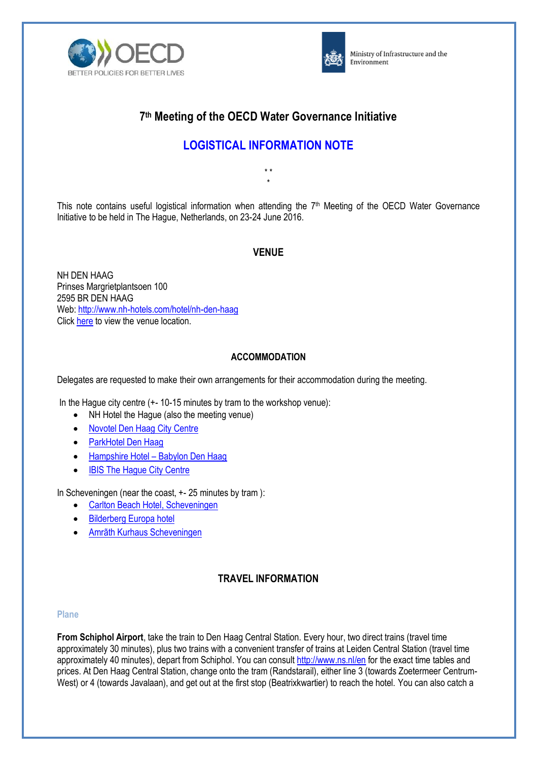Ministry of Infrastructure and the Environment

# 7th Meeting of the OECD Water Governance Initiative

## LOGISTICAL INFORMATION NOTE

\* \*
\*

This note contains useful logistical information when attending the 7th Meeting of the OECD Water Governance Initiative to be held in The Hague, Netherlands, on 23-24 June 2016.

### VENUE

NH DEN HAAG
Prinses Margrietplantsoen 100
2595 BR DEN HAAG
Web: http://www.nh-hotels.com/hotel/nh-den-haag
Click here to view the venue location.

### ACCOMMODATION

Delegates are requested to make their own arrangements for their accommodation during the meeting.

In the Hague city centre (+- 10-15 minutes by tram to the workshop venue):

- NH Hotel the Hague (also the meeting venue)
- Novotel Den Haag City Centre
- ParkHotel Den Haag
- Hampshire Hotel – Babylon Den Haag
- IBIS The Hague City Centre

In Scheveningen (near the coast, +- 25 minutes by tram ):

- Carlton Beach Hotel, Scheveningen
- Bilderberg Europa hotel
- Amrâth Kurhaus Scheveningen

### TRAVEL INFORMATION

#### Plane

**From Schiphol Airport**, take the train to Den Haag Central Station. Every hour, two direct trains (travel time approximately 30 minutes), plus two trains with a convenient transfer of trains at Leiden Central Station (travel time approximately 40 minutes), depart from Schiphol. You can consult http://www.ns.nl/en for the exact time tables and prices. At Den Haag Central Station, change onto the tram (Randstarail), either line 3 (towards Zoetermeer Centrum-West) or 4 (towards Javalaan), and get out at the first stop (Beatrixkwartier) to reach the hotel. You can also catch a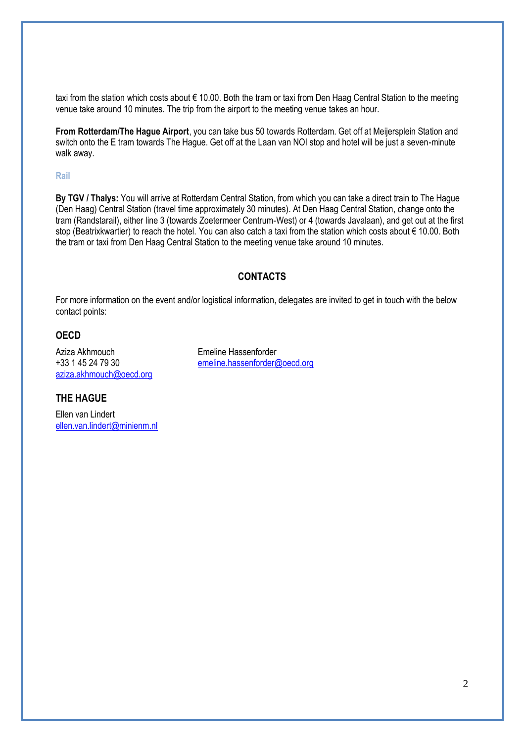taxi from the station which costs about € 10.00. Both the tram or taxi from Den Haag Central Station to the meeting venue take around 10 minutes. The trip from the airport to the meeting venue takes an hour.

**From Rotterdam/The Hague Airport**, you can take bus 50 towards Rotterdam. Get off at Meijersplein Station and switch onto the E tram towards The Hague. Get off at the Laan van NOI stop and hotel will be just a seven-minute walk away.

### Rail

**By TGV / Thalys:** You will arrive at Rotterdam Central Station, from which you can take a direct train to The Hague (Den Haag) Central Station (travel time approximately 30 minutes). At Den Haag Central Station, change onto the tram (Randstarail), either line 3 (towards Zoetermeer Centrum-West) or 4 (towards Javalaan), and get out at the first stop (Beatrixkwartier) to reach the hotel. You can also catch a taxi from the station which costs about € 10.00. Both the tram or taxi from Den Haag Central Station to the meeting venue take around 10 minutes.

## CONTACTS

For more information on the event and/or logistical information, delegates are invited to get in touch with the below contact points:

### OECD

Aziza Akhmouch
+33 1 45 24 79 30
aziza.akhmouch@oecd.org

Emeline Hassenforder
emeline.hassenforder@oecd.org

### THE HAGUE

Ellen van Lindert
ellen.van.lindert@minienm.nl